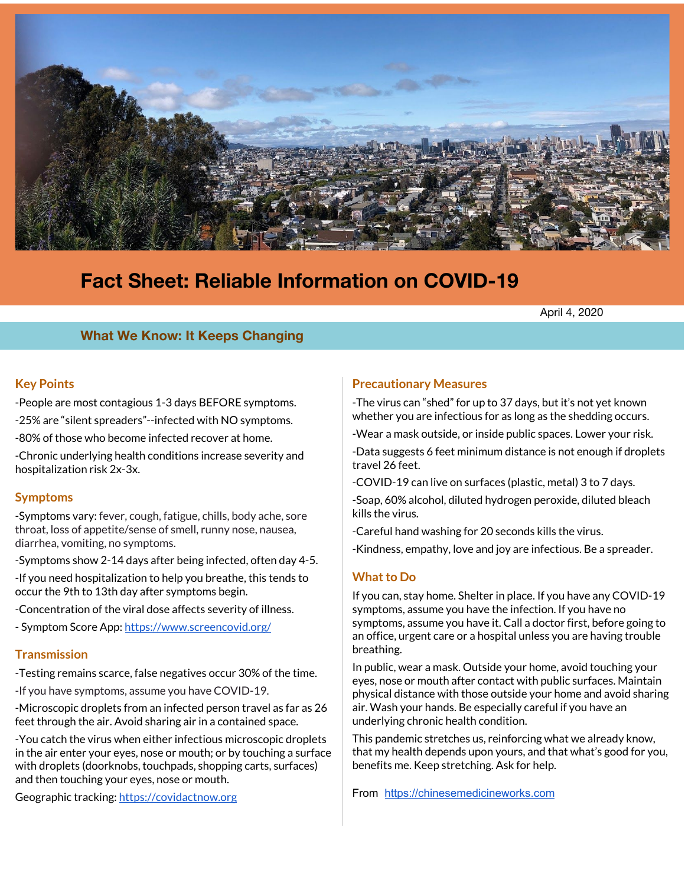# Fact Sheet: Reliable Information on COVID-19

April 4, 2020

## What We Know: It Keeps Changing

### Key Points

-People are most contagious 1-3 days BEFORE symptoms.

-25% are "silent spreaders"--infected with NO symptoms.

-80% of those who become infected recover at home.

-Chronic underlying health conditions increase severity and hospitalization risk 2x-3x.

### Symptoms

-Symptoms vary: fever, cough, fatigue, chills, body ache, sore throat, loss of appetite/sense of smell, runny nose, nausea, diarrhea, vomiting, no symptoms.

-Symptoms show 2-14 days after being infected, often day 4-5.

-If you need hospitalization to help you breathe, this tends to occur the 9th to 13th day after symptoms begin.

-Concentration of the viral dose affects severity of illness.

- Symptom Score App: [https://www.screencovid.org/](https://www.screencovid.org/)

### Transmission

-Testing remains scarce, false negatives occur 30% of the time.

-If you have symptoms, assume you have COVID-19.

-Microscopic droplets from an infected person travel as far as 26 feet through the air. Avoid sharing air in a contained space.

-You catch the virus when either infectious microscopic droplets in the air enter your eyes, nose or mouth; or by touching a surface with droplets (doorknobs, touchpads, shopping carts, surfaces) and then touching your eyes, nose or mouth.

Geographic tracking: [https://covidactnow.org](https://covidactnow.org)

### Precautionary Measures

-The virus can "shed" for up to 37 days, but it's not yet known whether you are infectious for as long as the shedding occurs.

-Wear a mask outside, or inside public spaces. Lower your risk.

-Data suggests 6 feet minimum distance is not enough if droplets travel 26 feet.

-COVID-19 can live on surfaces (plastic, metal) 3 to 7 days.

-Soap, 60% alcohol, diluted hydrogen peroxide, diluted bleach kills the virus.

-Careful hand washing for 20 seconds kills the virus.

-Kindness, empathy, love and joy are infectious. Be a spreader.

### What to Do

If you can, stay home. Shelter in place. If you have any COVID-19 symptoms, assume you have the infection. If you have no symptoms, assume you have it. Call a doctor first, before going to an office, urgent care or a hospital unless you are having trouble breathing.

In public, wear a mask. Outside your home, avoid touching your eyes, nose or mouth after contact with public surfaces. Maintain physical distance with those outside your home and avoid sharing air. Wash your hands. Be especially careful if you have an underlying chronic health condition.

This pandemic stretches us, reinforcing what we already know, that my health depends upon yours, and that what's good for you, benefits me. Keep stretching. Ask for help.

From [https://chinesemedicineworks.com](https://chinesemedicineworks.com)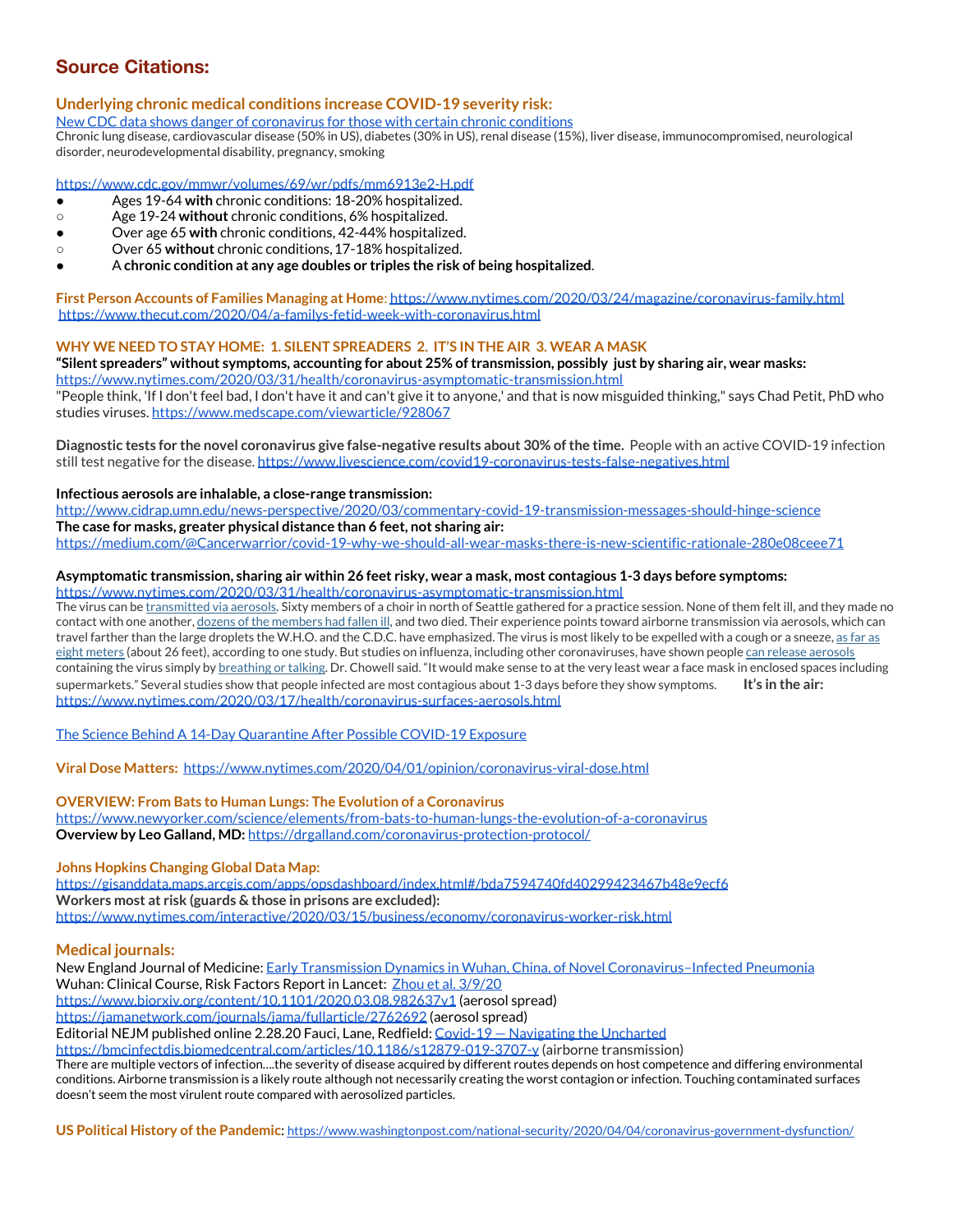# Source Citations:

## Underlying chronic medical conditions increase COVID-19 severity risk:

New CDC data shows danger of coronavirus for those with certain chronic conditions

Chronic lung disease, cardiovascular disease (50% in US), diabetes (30% in US), renal disease (15%), liver disease, immunocompromised, neurological disorder, neurodevelopmental disability, pregnancy, smoking

https://www.cdc.gov/mmwr/volumes/69/wr/pdfs/mm6913e2-H.pdf

- Ages 19-64 **with** chronic conditions: 18-20% hospitalized.
  - Age 19-24 **without** chronic conditions, 6% hospitalized.
- Over age 65 **with** chronic conditions, 42-44% hospitalized.
  - Over 65 **without** chronic conditions, 17-18% hospitalized.
- A **chronic condition at any age doubles or triples the risk of being hospitalized**.

**First Person Accounts of Families Managing at Home**: https://www.nytimes.com/2020/03/24/magazine/coronavirus-family.html
https://www.thecut.com/2020/04/a-familys-fetid-week-with-coronavirus.html

## WHY WE NEED TO STAY HOME: 1. SILENT SPREADERS 2. IT'S IN THE AIR 3. WEAR A MASK

**"Silent spreaders" without symptoms, accounting for about 25% of transmission, possibly just by sharing air, wear masks:**
https://www.nytimes.com/2020/03/31/health/coronavirus-asymptomatic-transmission.html

"People think, 'If I don't feel bad, I don't have it and can't give it to anyone,' and that is now misguided thinking," says Chad Petit, PhD who studies viruses. https://www.medscape.com/viewarticle/928067

**Diagnostic tests for the novel coronavirus give false-negative results about 30% of the time.** People with an active COVID-19 infection still test negative for the disease. https://www.livescience.com/covid19-coronavirus-tests-false-negatives.html

**Infectious aerosols are inhalable, a close-range transmission:**
http://www.cidrap.umn.edu/news-perspective/2020/03/commentary-covid-19-transmission-messages-should-hinge-science
**The case for masks, greater physical distance than 6 feet, not sharing air:**
https://medium.com/@Cancerwarrior/covid-19-why-we-should-all-wear-masks-there-is-new-scientific-rationale-280e08ceee71

**Asymptomatic transmission, sharing air within 26 feet risky, wear a mask, most contagious 1-3 days before symptoms:**
https://www.nytimes.com/2020/03/31/health/coronavirus-asymptomatic-transmission.html

The virus can be transmitted via aerosols. Sixty members of a choir in north of Seattle gathered for a practice session. None of them felt ill, and they made no contact with one another, dozens of the members had fallen ill, and two died. Their experience points toward airborne transmission via aerosols, which can travel farther than the large droplets the W.H.O. and the C.D.C. have emphasized. The virus is most likely to be expelled with a cough or a sneeze, as far as eight meters (about 26 feet), according to one study. But studies on influenza, including other coronaviruses, have shown people can release aerosols containing the virus simply by breathing or talking. Dr. Chowell said. "It would make sense to at the very least wear a face mask in enclosed spaces including supermarkets." Several studies show that people infected are most contagious about 1-3 days before they show symptoms. **It's in the air:**
https://www.nytimes.com/2020/03/17/health/coronavirus-surfaces-aerosols.html

The Science Behind A 14-Day Quarantine After Possible COVID-19 Exposure

**Viral Dose Matters:** https://www.nytimes.com/2020/04/01/opinion/coronavirus-viral-dose.html

## OVERVIEW: From Bats to Human Lungs: The Evolution of a Coronavirus

https://www.newyorker.com/science/elements/from-bats-to-human-lungs-the-evolution-of-a-coronavirus
**Overview by Leo Galland, MD:** https://drgalland.com/coronavirus-protection-protocol/

## Johns Hopkins Changing Global Data Map:

https://gisanddata.maps.arcgis.com/apps/opsdashboard/index.html#/bda7594740fd40299423467b48e9ecf6
**Workers most at risk (guards & those in prisons are excluded):**
https://www.nytimes.com/interactive/2020/03/15/business/economy/coronavirus-worker-risk.html

## Medical journals:

New England Journal of Medicine: Early Transmission Dynamics in Wuhan, China, of Novel Coronavirus–Infected Pneumonia
Wuhan: Clinical Course, Risk Factors Report in Lancet: Zhou et al. 3/9/20
https://www.biorxiv.org/content/10.1101/2020.03.08.982637v1 (aerosol spread)
https://jamanetwork.com/journals/jama/fullarticle/2762692 (aerosol spread)
Editorial NEJM published online 2.28.20 Fauci, Lane, Redfield: Covid-19 — Navigating the Uncharted
https://bmcinfectdis.biomedcentral.com/articles/10.1186/s12879-019-3707-y (airborne transmission)

There are multiple vectors of infection….the severity of disease acquired by different routes depends on host competence and differing environmental conditions. Airborne transmission is a likely route although not necessarily creating the worst contagion or infection. Touching contaminated surfaces doesn't seem the most virulent route compared with aerosolized particles.

**US Political History of the Pandemic**: https://www.washingtonpost.com/national-security/2020/04/04/coronavirus-government-dysfunction/